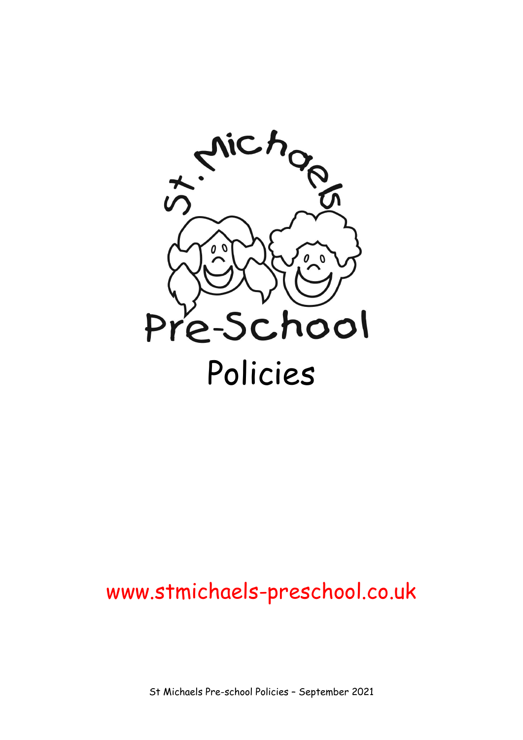# St. Michaels Pre-School

# Policies

www.stmichaels-preschool.co.uk

St Michaels Pre-school Policies – September 2021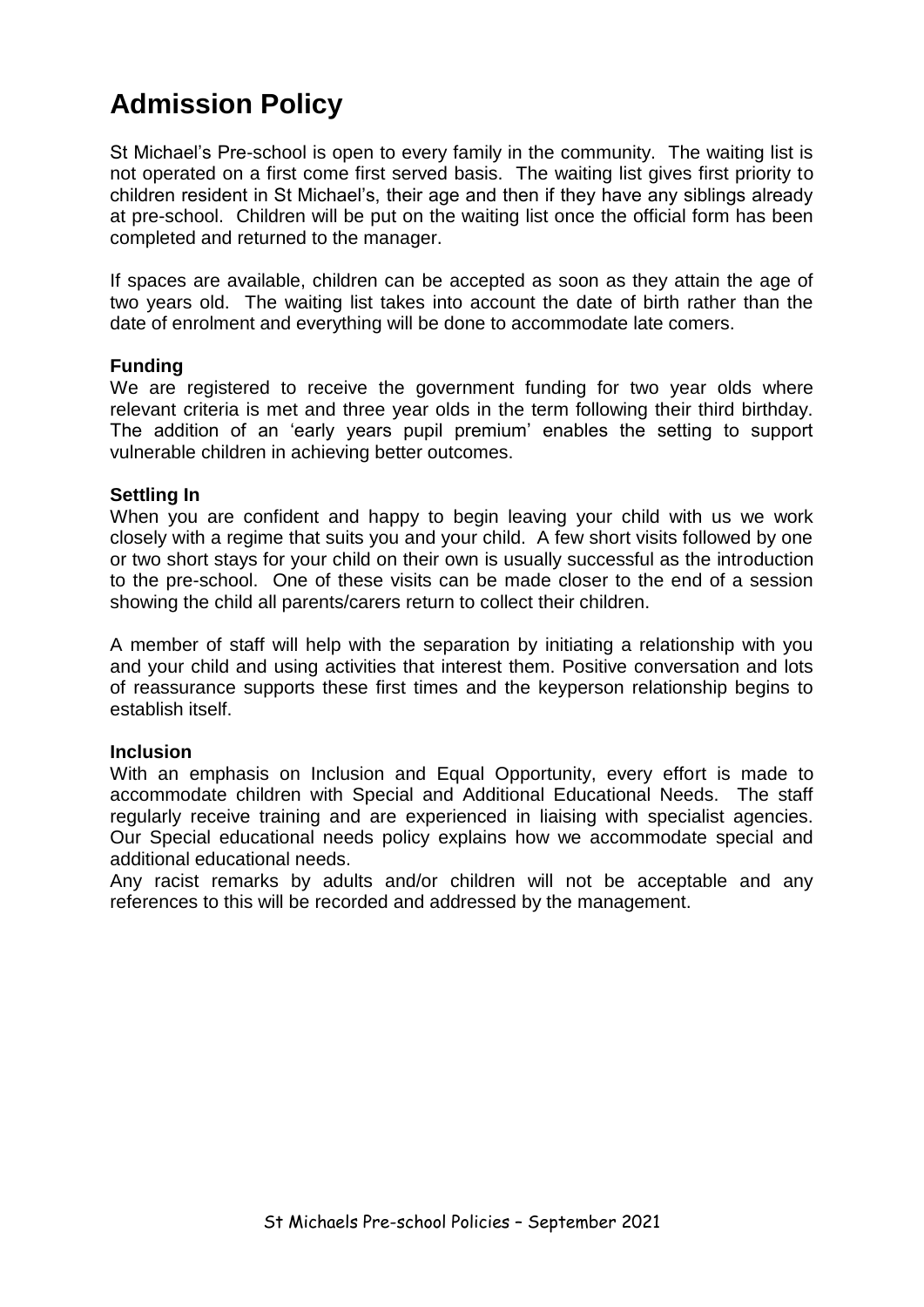# Admission Policy

St Michael's Pre-school is open to every family in the community. The waiting list is not operated on a first come first served basis. The waiting list gives first priority to children resident in St Michael's, their age and then if they have any siblings already at pre-school. Children will be put on the waiting list once the official form has been completed and returned to the manager.

If spaces are available, children can be accepted as soon as they attain the age of two years old. The waiting list takes into account the date of birth rather than the date of enrolment and everything will be done to accommodate late comers.

**Funding**

We are registered to receive the government funding for two year olds where relevant criteria is met and three year olds in the term following their third birthday. The addition of an 'early years pupil premium' enables the setting to support vulnerable children in achieving better outcomes.

**Settling In**

When you are confident and happy to begin leaving your child with us we work closely with a regime that suits you and your child. A few short visits followed by one or two short stays for your child on their own is usually successful as the introduction to the pre-school. One of these visits can be made closer to the end of a session showing the child all parents/carers return to collect their children.

A member of staff will help with the separation by initiating a relationship with you and your child and using activities that interest them. Positive conversation and lots of reassurance supports these first times and the keyperson relationship begins to establish itself.

**Inclusion**

With an emphasis on Inclusion and Equal Opportunity, every effort is made to accommodate children with Special and Additional Educational Needs. The staff regularly receive training and are experienced in liaising with specialist agencies. Our Special educational needs policy explains how we accommodate special and additional educational needs.

Any racist remarks by adults and/or children will not be acceptable and any references to this will be recorded and addressed by the management.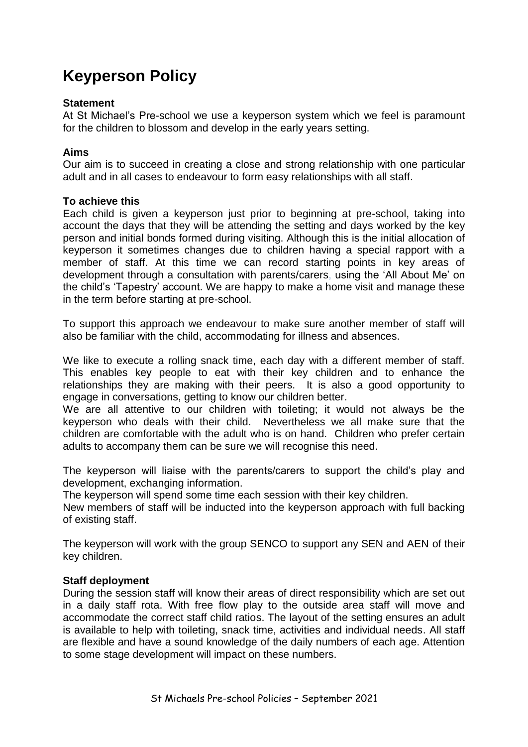# Keyperson Policy

**Statement**

At St Michael's Pre-school we use a keyperson system which we feel is paramount for the children to blossom and develop in the early years setting.

**Aims**

Our aim is to succeed in creating a close and strong relationship with one particular adult and in all cases to endeavour to form easy relationships with all staff.

**To achieve this**

Each child is given a keyperson just prior to beginning at pre-school, taking into account the days that they will be attending the setting and days worked by the key person and initial bonds formed during visiting. Although this is the initial allocation of keyperson it sometimes changes due to children having a special rapport with a member of staff. At this time we can record starting points in key areas of development through a consultation with parents/carers, using the 'All About Me' on the child's 'Tapestry' account. We are happy to make a home visit and manage these in the term before starting at pre-school.

To support this approach we endeavour to make sure another member of staff will also be familiar with the child, accommodating for illness and absences.

We like to execute a rolling snack time, each day with a different member of staff. This enables key people to eat with their key children and to enhance the relationships they are making with their peers. It is also a good opportunity to engage in conversations, getting to know our children better.

We are all attentive to our children with toileting; it would not always be the keyperson who deals with their child. Nevertheless we all make sure that the children are comfortable with the adult who is on hand. Children who prefer certain adults to accompany them can be sure we will recognise this need.

The keyperson will liaise with the parents/carers to support the child's play and development, exchanging information.

The keyperson will spend some time each session with their key children.

New members of staff will be inducted into the keyperson approach with full backing of existing staff.

The keyperson will work with the group SENCO to support any SEN and AEN of their key children.

**Staff deployment**

During the session staff will know their areas of direct responsibility which are set out in a daily staff rota. With free flow play to the outside area staff will move and accommodate the correct staff child ratios. The layout of the setting ensures an adult is available to help with toileting, snack time, activities and individual needs. All staff are flexible and have a sound knowledge of the daily numbers of each age. Attention to some stage development will impact on these numbers.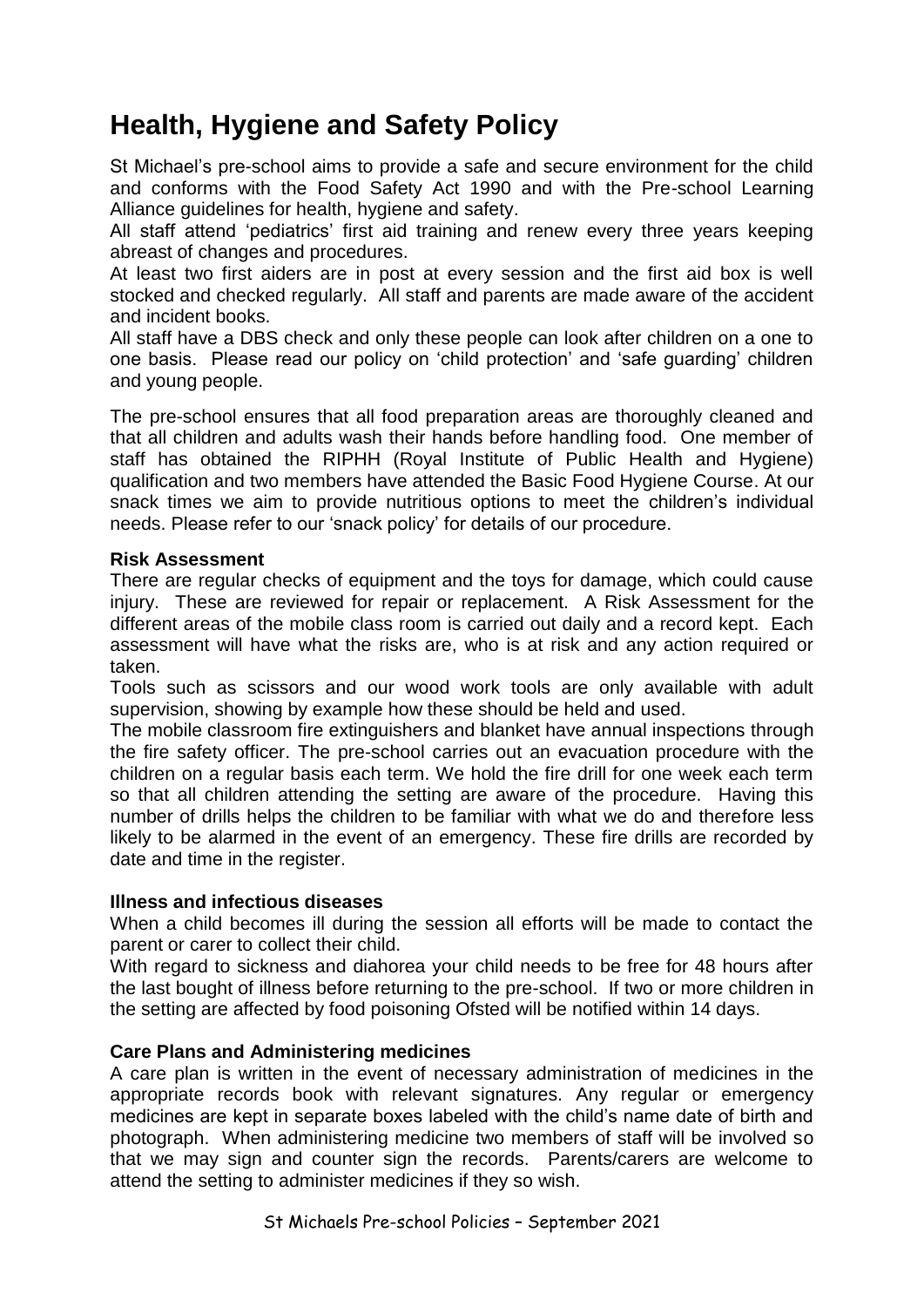# Health, Hygiene and Safety Policy

St Michael's pre-school aims to provide a safe and secure environment for the child and conforms with the Food Safety Act 1990 and with the Pre-school Learning Alliance guidelines for health, hygiene and safety.

All staff attend 'pediatrics' first aid training and renew every three years keeping abreast of changes and procedures.

At least two first aiders are in post at every session and the first aid box is well stocked and checked regularly. All staff and parents are made aware of the accident and incident books.

All staff have a DBS check and only these people can look after children on a one to one basis. Please read our policy on 'child protection' and 'safe guarding' children and young people.

The pre-school ensures that all food preparation areas are thoroughly cleaned and that all children and adults wash their hands before handling food. One member of staff has obtained the RIPHH (Royal Institute of Public Health and Hygiene) qualification and two members have attended the Basic Food Hygiene Course. At our snack times we aim to provide nutritious options to meet the children's individual needs. Please refer to our 'snack policy' for details of our procedure.

**Risk Assessment**

There are regular checks of equipment and the toys for damage, which could cause injury. These are reviewed for repair or replacement. A Risk Assessment for the different areas of the mobile class room is carried out daily and a record kept. Each assessment will have what the risks are, who is at risk and any action required or taken.

Tools such as scissors and our wood work tools are only available with adult supervision, showing by example how these should be held and used.

The mobile classroom fire extinguishers and blanket have annual inspections through the fire safety officer. The pre-school carries out an evacuation procedure with the children on a regular basis each term. We hold the fire drill for one week each term so that all children attending the setting are aware of the procedure. Having this number of drills helps the children to be familiar with what we do and therefore less likely to be alarmed in the event of an emergency. These fire drills are recorded by date and time in the register.

**Illness and infectious diseases**

When a child becomes ill during the session all efforts will be made to contact the parent or carer to collect their child.

With regard to sickness and diahorea your child needs to be free for 48 hours after the last bought of illness before returning to the pre-school. If two or more children in the setting are affected by food poisoning Ofsted will be notified within 14 days.

**Care Plans and Administering medicines**

A care plan is written in the event of necessary administration of medicines in the appropriate records book with relevant signatures. Any regular or emergency medicines are kept in separate boxes labeled with the child's name date of birth and photograph. When administering medicine two members of staff will be involved so that we may sign and counter sign the records. Parents/carers are welcome to attend the setting to administer medicines if they so wish.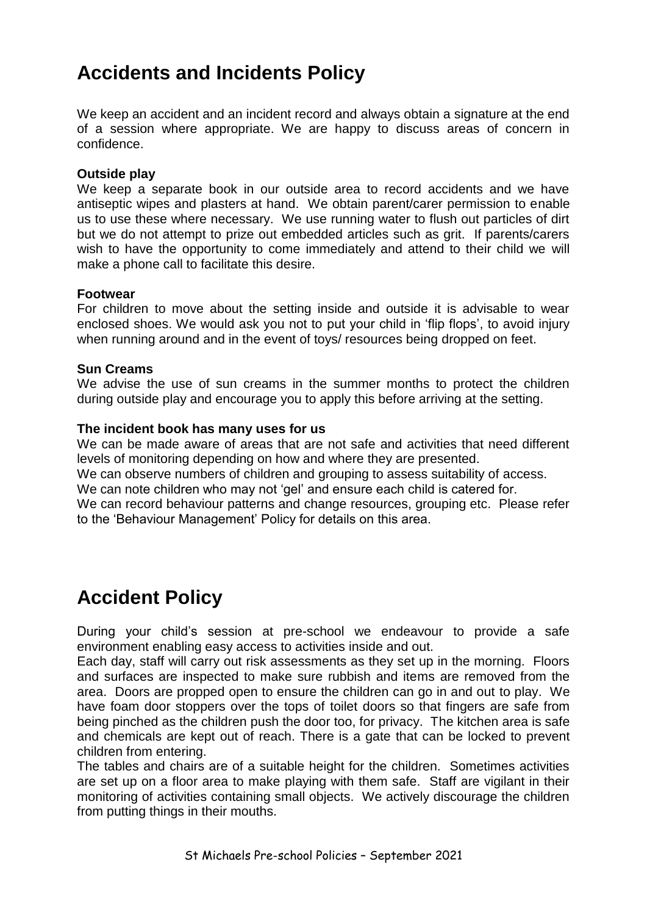# Accidents and Incidents Policy

We keep an accident and an incident record and always obtain a signature at the end of a session where appropriate. We are happy to discuss areas of concern in confidence.

**Outside play**
We keep a separate book in our outside area to record accidents and we have antiseptic wipes and plasters at hand. We obtain parent/carer permission to enable us to use these where necessary. We use running water to flush out particles of dirt but we do not attempt to prize out embedded articles such as grit. If parents/carers wish to have the opportunity to come immediately and attend to their child we will make a phone call to facilitate this desire.

**Footwear**
For children to move about the setting inside and outside it is advisable to wear enclosed shoes. We would ask you not to put your child in 'flip flops', to avoid injury when running around and in the event of toys/ resources being dropped on feet.

**Sun Creams**
We advise the use of sun creams in the summer months to protect the children during outside play and encourage you to apply this before arriving at the setting.

**The incident book has many uses for us**
We can be made aware of areas that are not safe and activities that need different levels of monitoring depending on how and where they are presented.
We can observe numbers of children and grouping to assess suitability of access.
We can note children who may not 'gel' and ensure each child is catered for.
We can record behaviour patterns and change resources, grouping etc. Please refer to the 'Behaviour Management' Policy for details on this area.

# Accident Policy

During your child's session at pre-school we endeavour to provide a safe environment enabling easy access to activities inside and out.
Each day, staff will carry out risk assessments as they set up in the morning. Floors and surfaces are inspected to make sure rubbish and items are removed from the area. Doors are propped open to ensure the children can go in and out to play. We have foam door stoppers over the tops of toilet doors so that fingers are safe from being pinched as the children push the door too, for privacy. The kitchen area is safe and chemicals are kept out of reach. There is a gate that can be locked to prevent children from entering.
The tables and chairs are of a suitable height for the children. Sometimes activities are set up on a floor area to make playing with them safe. Staff are vigilant in their monitoring of activities containing small objects. We actively discourage the children from putting things in their mouths.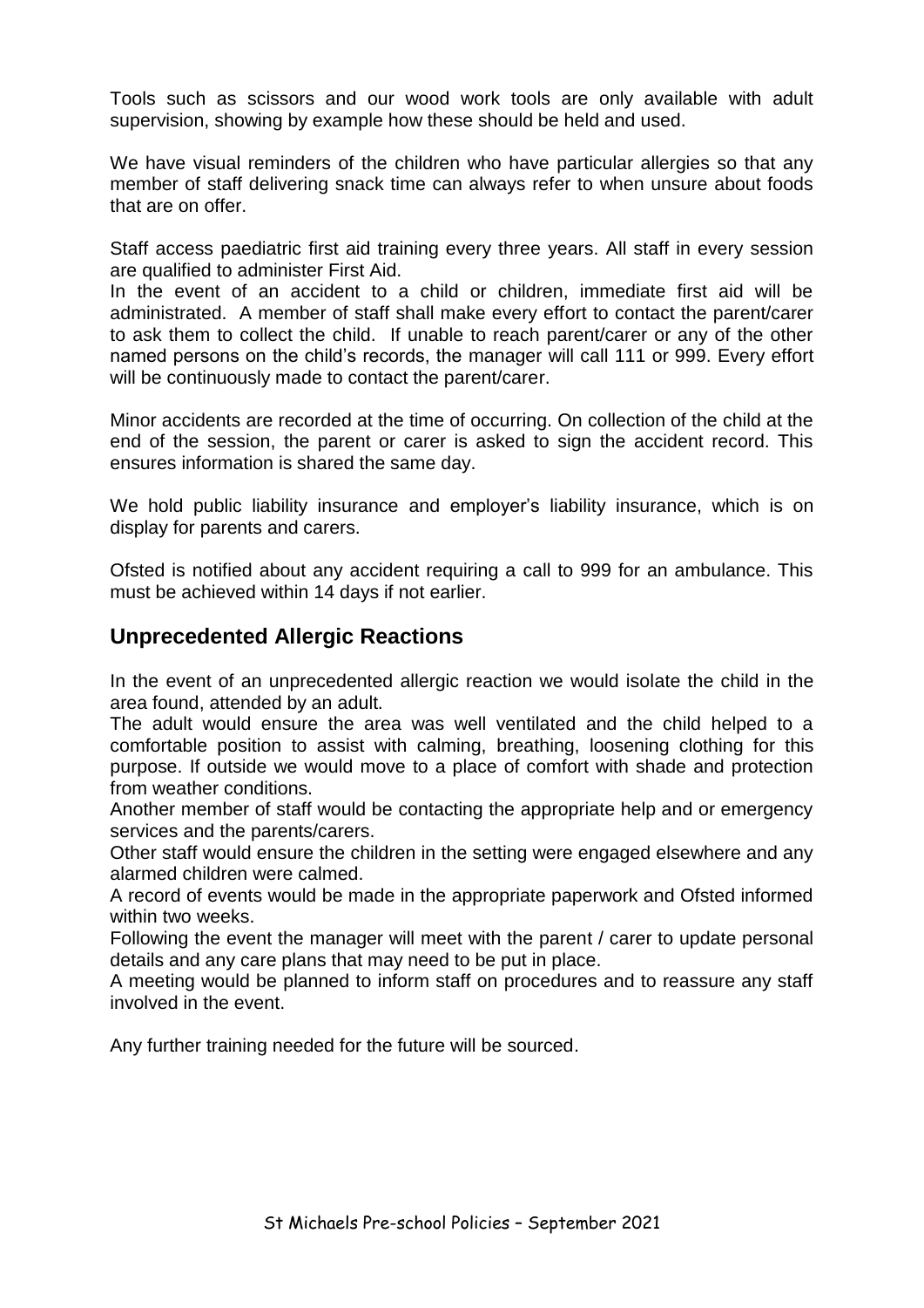Tools such as scissors and our wood work tools are only available with adult supervision, showing by example how these should be held and used.

We have visual reminders of the children who have particular allergies so that any member of staff delivering snack time can always refer to when unsure about foods that are on offer.

Staff access paediatric first aid training every three years. All staff in every session are qualified to administer First Aid.
In the event of an accident to a child or children, immediate first aid will be administrated. A member of staff shall make every effort to contact the parent/carer to ask them to collect the child. If unable to reach parent/carer or any of the other named persons on the child's records, the manager will call 111 or 999. Every effort will be continuously made to contact the parent/carer.

Minor accidents are recorded at the time of occurring. On collection of the child at the end of the session, the parent or carer is asked to sign the accident record. This ensures information is shared the same day.

We hold public liability insurance and employer's liability insurance, which is on display for parents and carers.

Ofsted is notified about any accident requiring a call to 999 for an ambulance. This must be achieved within 14 days if not earlier.

## Unprecedented Allergic Reactions

In the event of an unprecedented allergic reaction we would isolate the child in the area found, attended by an adult.
The adult would ensure the area was well ventilated and the child helped to a comfortable position to assist with calming, breathing, loosening clothing for this purpose. If outside we would move to a place of comfort with shade and protection from weather conditions.
Another member of staff would be contacting the appropriate help and or emergency services and the parents/carers.
Other staff would ensure the children in the setting were engaged elsewhere and any alarmed children were calmed.
A record of events would be made in the appropriate paperwork and Ofsted informed within two weeks.
Following the event the manager will meet with the parent / carer to update personal details and any care plans that may need to be put in place.
A meeting would be planned to inform staff on procedures and to reassure any staff involved in the event.

Any further training needed for the future will be sourced.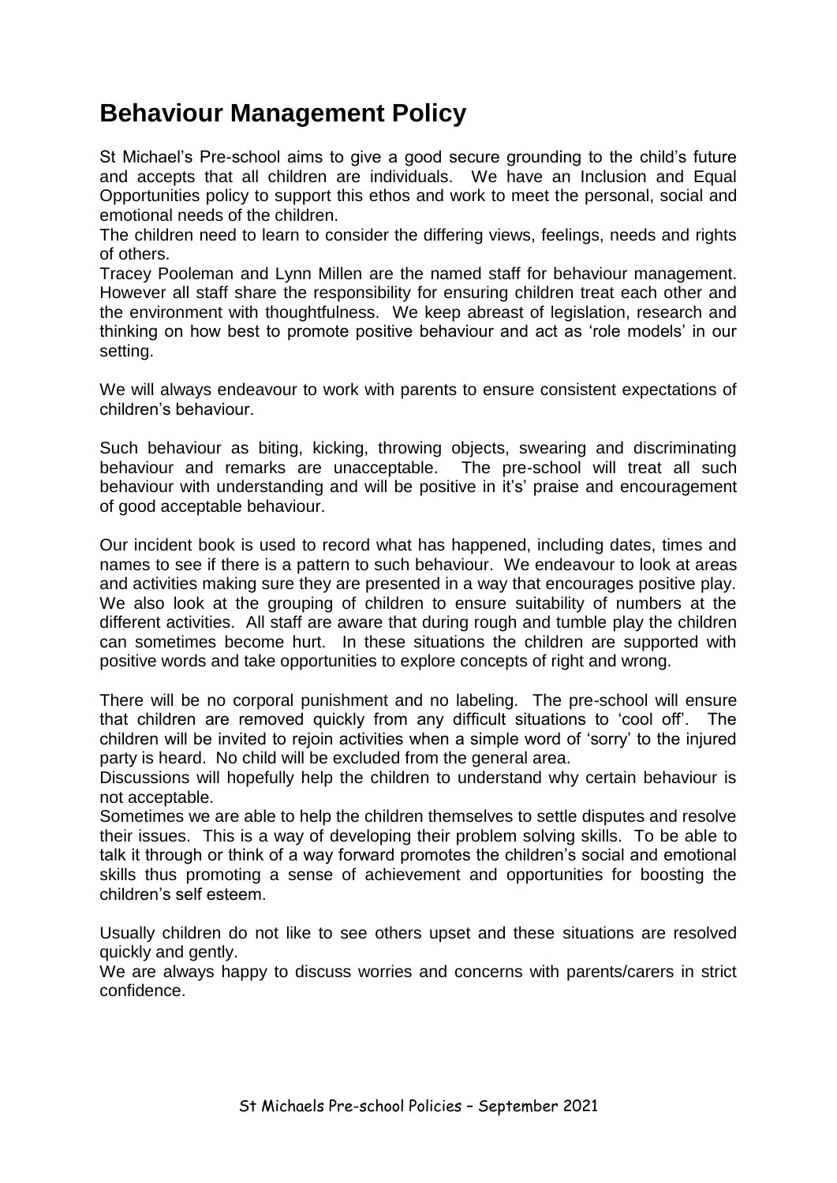# Behaviour Management Policy

St Michael's Pre-school aims to give a good secure grounding to the child's future and accepts that all children are individuals. We have an Inclusion and Equal Opportunities policy to support this ethos and work to meet the personal, social and emotional needs of the children.

The children need to learn to consider the differing views, feelings, needs and rights of others.

Tracey Pooleman and Lynn Millen are the named staff for behaviour management. However all staff share the responsibility for ensuring children treat each other and the environment with thoughtfulness. We keep abreast of legislation, research and thinking on how best to promote positive behaviour and act as 'role models' in our setting.

We will always endeavour to work with parents to ensure consistent expectations of children's behaviour.

Such behaviour as biting, kicking, throwing objects, swearing and discriminating behaviour and remarks are unacceptable. The pre-school will treat all such behaviour with understanding and will be positive in it's' praise and encouragement of good acceptable behaviour.

Our incident book is used to record what has happened, including dates, times and names to see if there is a pattern to such behaviour. We endeavour to look at areas and activities making sure they are presented in a way that encourages positive play. We also look at the grouping of children to ensure suitability of numbers at the different activities. All staff are aware that during rough and tumble play the children can sometimes become hurt. In these situations the children are supported with positive words and take opportunities to explore concepts of right and wrong.

There will be no corporal punishment and no labeling. The pre-school will ensure that children are removed quickly from any difficult situations to 'cool off'. The children will be invited to rejoin activities when a simple word of 'sorry' to the injured party is heard. No child will be excluded from the general area.

Discussions will hopefully help the children to understand why certain behaviour is not acceptable.

Sometimes we are able to help the children themselves to settle disputes and resolve their issues. This is a way of developing their problem solving skills. To be able to talk it through or think of a way forward promotes the children's social and emotional skills thus promoting a sense of achievement and opportunities for boosting the children's self esteem.

Usually children do not like to see others upset and these situations are resolved quickly and gently.

We are always happy to discuss worries and concerns with parents/carers in strict confidence.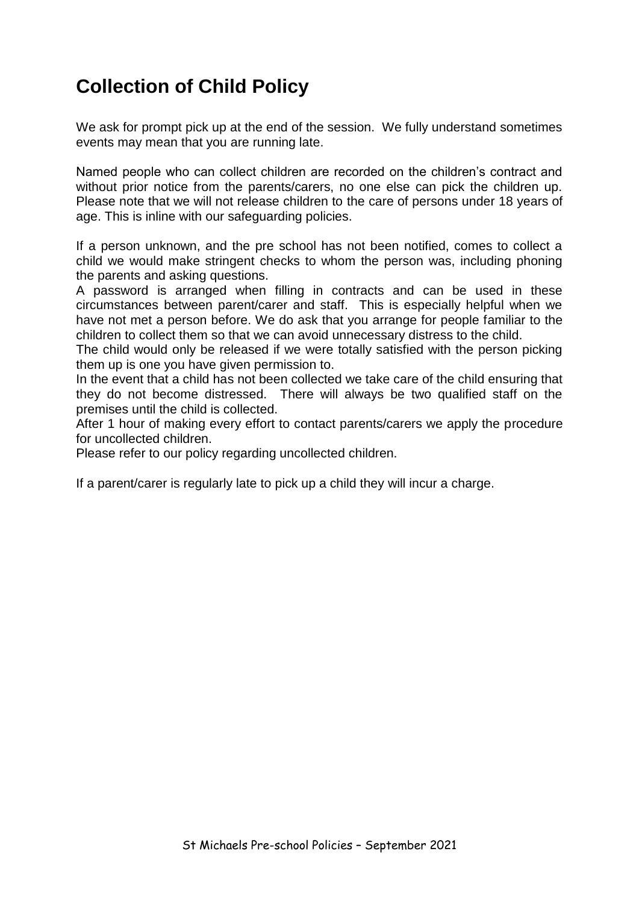# Collection of Child Policy

We ask for prompt pick up at the end of the session. We fully understand sometimes events may mean that you are running late.

Named people who can collect children are recorded on the children's contract and without prior notice from the parents/carers, no one else can pick the children up. Please note that we will not release children to the care of persons under 18 years of age. This is inline with our safeguarding policies.

If a person unknown, and the pre school has not been notified, comes to collect a child we would make stringent checks to whom the person was, including phoning the parents and asking questions.
A password is arranged when filling in contracts and can be used in these circumstances between parent/carer and staff. This is especially helpful when we have not met a person before. We do ask that you arrange for people familiar to the children to collect them so that we can avoid unnecessary distress to the child.
The child would only be released if we were totally satisfied with the person picking them up is one you have given permission to.
In the event that a child has not been collected we take care of the child ensuring that they do not become distressed. There will always be two qualified staff on the premises until the child is collected.
After 1 hour of making every effort to contact parents/carers we apply the procedure for uncollected children.
Please refer to our policy regarding uncollected children.

If a parent/carer is regularly late to pick up a child they will incur a charge.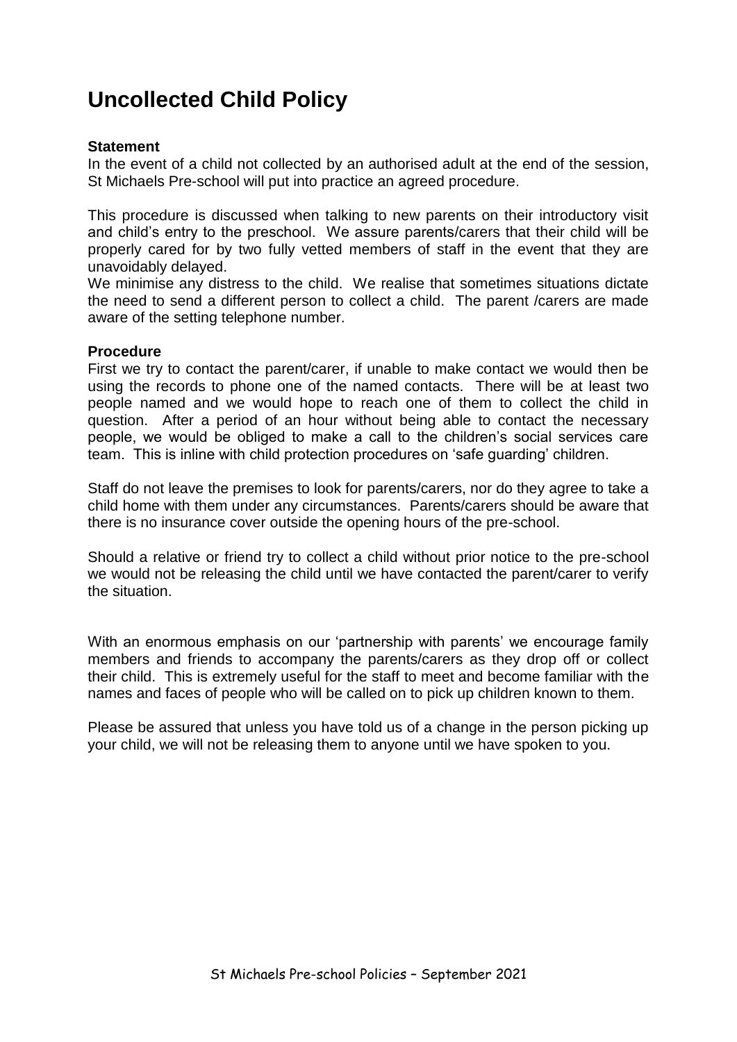# Uncollected Child Policy

**Statement**

In the event of a child not collected by an authorised adult at the end of the session, St Michaels Pre-school will put into practice an agreed procedure.

This procedure is discussed when talking to new parents on their introductory visit and child's entry to the preschool. We assure parents/carers that their child will be properly cared for by two fully vetted members of staff in the event that they are unavoidably delayed.

We minimise any distress to the child. We realise that sometimes situations dictate the need to send a different person to collect a child. The parent /carers are made aware of the setting telephone number.

**Procedure**

First we try to contact the parent/carer, if unable to make contact we would then be using the records to phone one of the named contacts. There will be at least two people named and we would hope to reach one of them to collect the child in question. After a period of an hour without being able to contact the necessary people, we would be obliged to make a call to the children's social services care team. This is inline with child protection procedures on 'safe guarding' children.

Staff do not leave the premises to look for parents/carers, nor do they agree to take a child home with them under any circumstances. Parents/carers should be aware that there is no insurance cover outside the opening hours of the pre-school.

Should a relative or friend try to collect a child without prior notice to the pre-school we would not be releasing the child until we have contacted the parent/carer to verify the situation.

With an enormous emphasis on our 'partnership with parents' we encourage family members and friends to accompany the parents/carers as they drop off or collect their child. This is extremely useful for the staff to meet and become familiar with the names and faces of people who will be called on to pick up children known to them.

Please be assured that unless you have told us of a change in the person picking up your child, we will not be releasing them to anyone until we have spoken to you.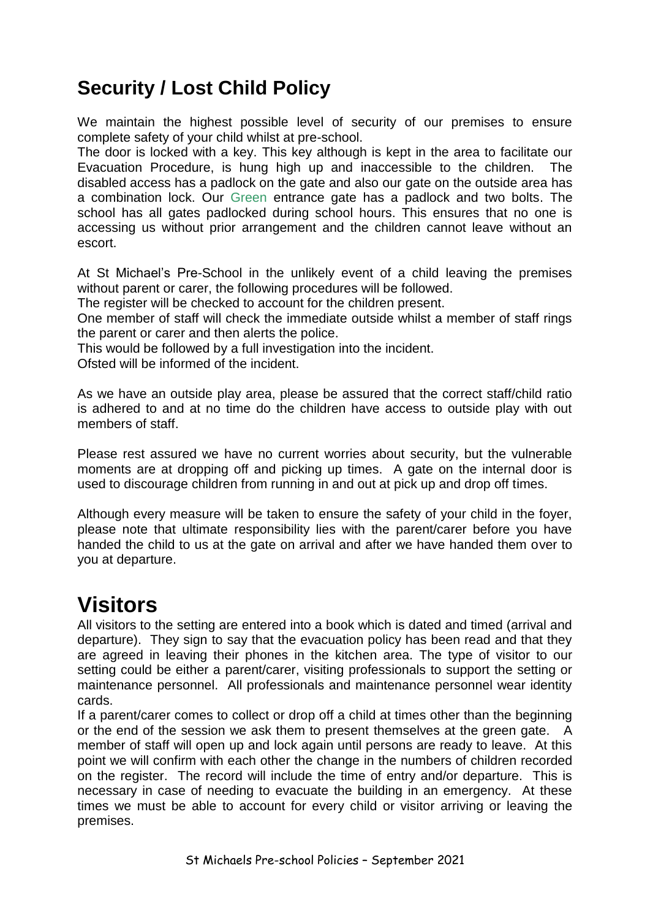## Security / Lost Child Policy

We maintain the highest possible level of security of our premises to ensure complete safety of your child whilst at pre-school.

The door is locked with a key. This key although is kept in the area to facilitate our Evacuation Procedure, is hung high up and inaccessible to the children. The disabled access has a padlock on the gate and also our gate on the outside area has a combination lock. Our Green entrance gate has a padlock and two bolts. The school has all gates padlocked during school hours. This ensures that no one is accessing us without prior arrangement and the children cannot leave without an escort.

At St Michael's Pre-School in the unlikely event of a child leaving the premises without parent or carer, the following procedures will be followed.

The register will be checked to account for the children present.

One member of staff will check the immediate outside whilst a member of staff rings the parent or carer and then alerts the police.

This would be followed by a full investigation into the incident.

Ofsted will be informed of the incident.

As we have an outside play area, please be assured that the correct staff/child ratio is adhered to and at no time do the children have access to outside play with out members of staff.

Please rest assured we have no current worries about security, but the vulnerable moments are at dropping off and picking up times. A gate on the internal door is used to discourage children from running in and out at pick up and drop off times.

Although every measure will be taken to ensure the safety of your child in the foyer, please note that ultimate responsibility lies with the parent/carer before you have handed the child to us at the gate on arrival and after we have handed them over to you at departure.

# Visitors

All visitors to the setting are entered into a book which is dated and timed (arrival and departure). They sign to say that the evacuation policy has been read and that they are agreed in leaving their phones in the kitchen area. The type of visitor to our setting could be either a parent/carer, visiting professionals to support the setting or maintenance personnel. All professionals and maintenance personnel wear identity cards.

If a parent/carer comes to collect or drop off a child at times other than the beginning or the end of the session we ask them to present themselves at the green gate. A member of staff will open up and lock again until persons are ready to leave. At this point we will confirm with each other the change in the numbers of children recorded on the register. The record will include the time of entry and/or departure. This is necessary in case of needing to evacuate the building in an emergency. At these times we must be able to account for every child or visitor arriving or leaving the premises.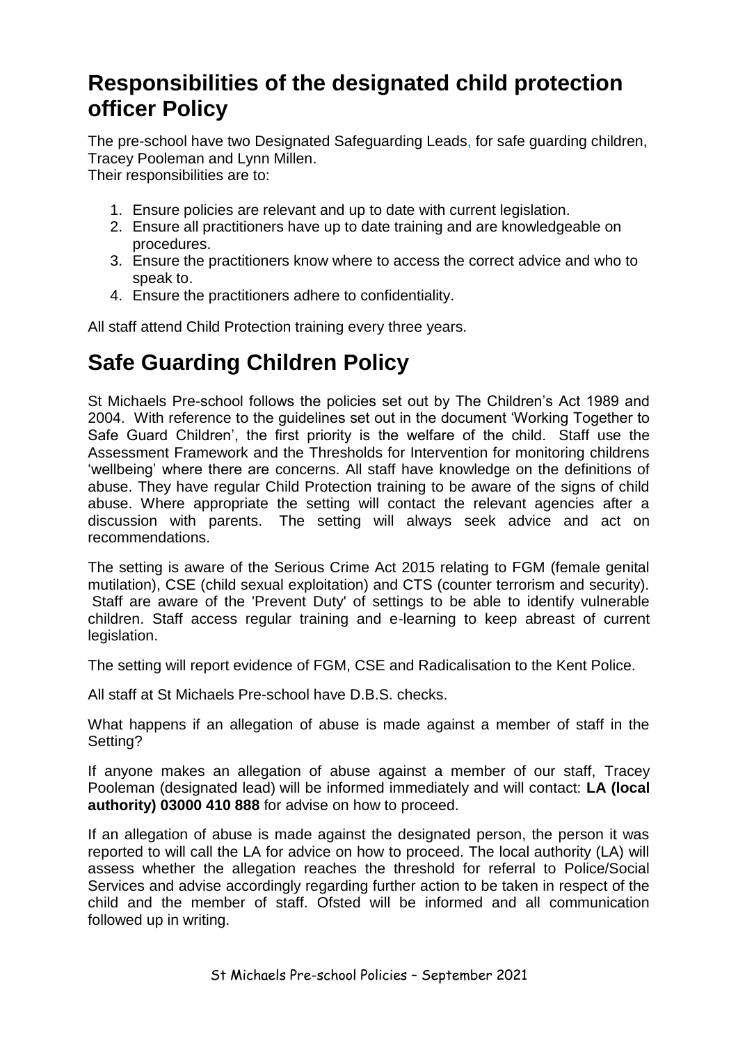## Responsibilities of the designated child protection officer Policy

The pre-school have two Designated Safeguarding Leads, for safe guarding children, Tracey Pooleman and Lynn Millen.
Their responsibilities are to:

1. Ensure policies are relevant and up to date with current legislation.
2. Ensure all practitioners have up to date training and are knowledgeable on procedures.
3. Ensure the practitioners know where to access the correct advice and who to speak to.
4. Ensure the practitioners adhere to confidentiality.

All staff attend Child Protection training every three years.

## Safe Guarding Children Policy

St Michaels Pre-school follows the policies set out by The Children's Act 1989 and 2004. With reference to the guidelines set out in the document 'Working Together to Safe Guard Children', the first priority is the welfare of the child. Staff use the Assessment Framework and the Thresholds for Intervention for monitoring childrens 'wellbeing' where there are concerns. All staff have knowledge on the definitions of abuse. They have regular Child Protection training to be aware of the signs of child abuse. Where appropriate the setting will contact the relevant agencies after a discussion with parents. The setting will always seek advice and act on recommendations.

The setting is aware of the Serious Crime Act 2015 relating to FGM (female genital mutilation), CSE (child sexual exploitation) and CTS (counter terrorism and security). Staff are aware of the 'Prevent Duty' of settings to be able to identify vulnerable children. Staff access regular training and e-learning to keep abreast of current legislation.

The setting will report evidence of FGM, CSE and Radicalisation to the Kent Police.

All staff at St Michaels Pre-school have D.B.S. checks.

What happens if an allegation of abuse is made against a member of staff in the Setting?

If anyone makes an allegation of abuse against a member of our staff, Tracey Pooleman (designated lead) will be informed immediately and will contact: **LA (local authority) 03000 410 888** for advise on how to proceed.

If an allegation of abuse is made against the designated person, the person it was reported to will call the LA for advice on how to proceed. The local authority (LA) will assess whether the allegation reaches the threshold for referral to Police/Social Services and advise accordingly regarding further action to be taken in respect of the child and the member of staff. Ofsted will be informed and all communication followed up in writing.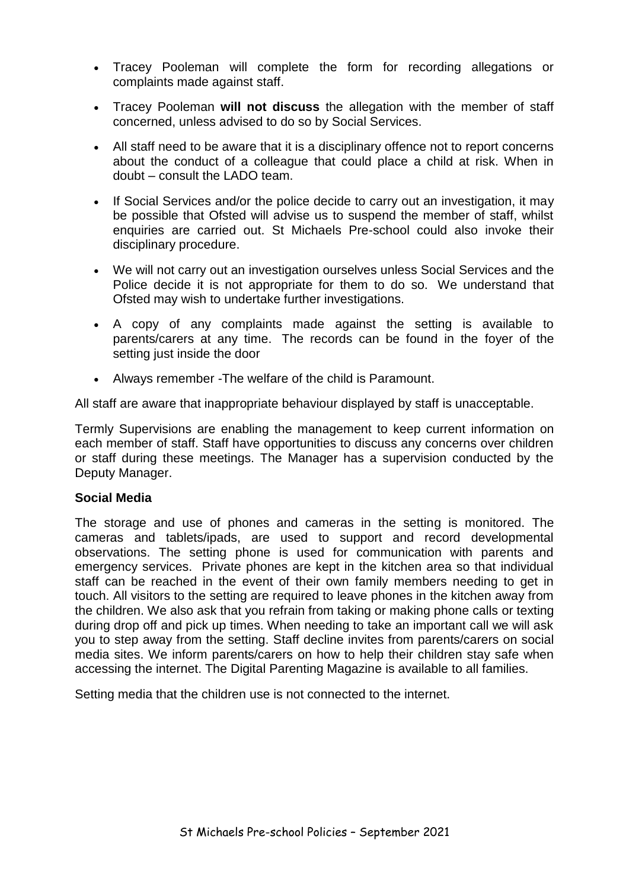- Tracey Pooleman will complete the form for recording allegations or complaints made against staff.
- Tracey Pooleman **will not discuss** the allegation with the member of staff concerned, unless advised to do so by Social Services.
- All staff need to be aware that it is a disciplinary offence not to report concerns about the conduct of a colleague that could place a child at risk. When in doubt – consult the LADO team.
- If Social Services and/or the police decide to carry out an investigation, it may be possible that Ofsted will advise us to suspend the member of staff, whilst enquiries are carried out. St Michaels Pre-school could also invoke their disciplinary procedure.
- We will not carry out an investigation ourselves unless Social Services and the Police decide it is not appropriate for them to do so. We understand that Ofsted may wish to undertake further investigations.
- A copy of any complaints made against the setting is available to parents/carers at any time. The records can be found in the foyer of the setting just inside the door
- Always remember -The welfare of the child is Paramount.

All staff are aware that inappropriate behaviour displayed by staff is unacceptable.

Termly Supervisions are enabling the management to keep current information on each member of staff. Staff have opportunities to discuss any concerns over children or staff during these meetings. The Manager has a supervision conducted by the Deputy Manager.

**Social Media**

The storage and use of phones and cameras in the setting is monitored. The cameras and tablets/ipads, are used to support and record developmental observations. The setting phone is used for communication with parents and emergency services. Private phones are kept in the kitchen area so that individual staff can be reached in the event of their own family members needing to get in touch. All visitors to the setting are required to leave phones in the kitchen away from the children. We also ask that you refrain from taking or making phone calls or texting during drop off and pick up times. When needing to take an important call we will ask you to step away from the setting. Staff decline invites from parents/carers on social media sites. We inform parents/carers on how to help their children stay safe when accessing the internet. The Digital Parenting Magazine is available to all families.

Setting media that the children use is not connected to the internet.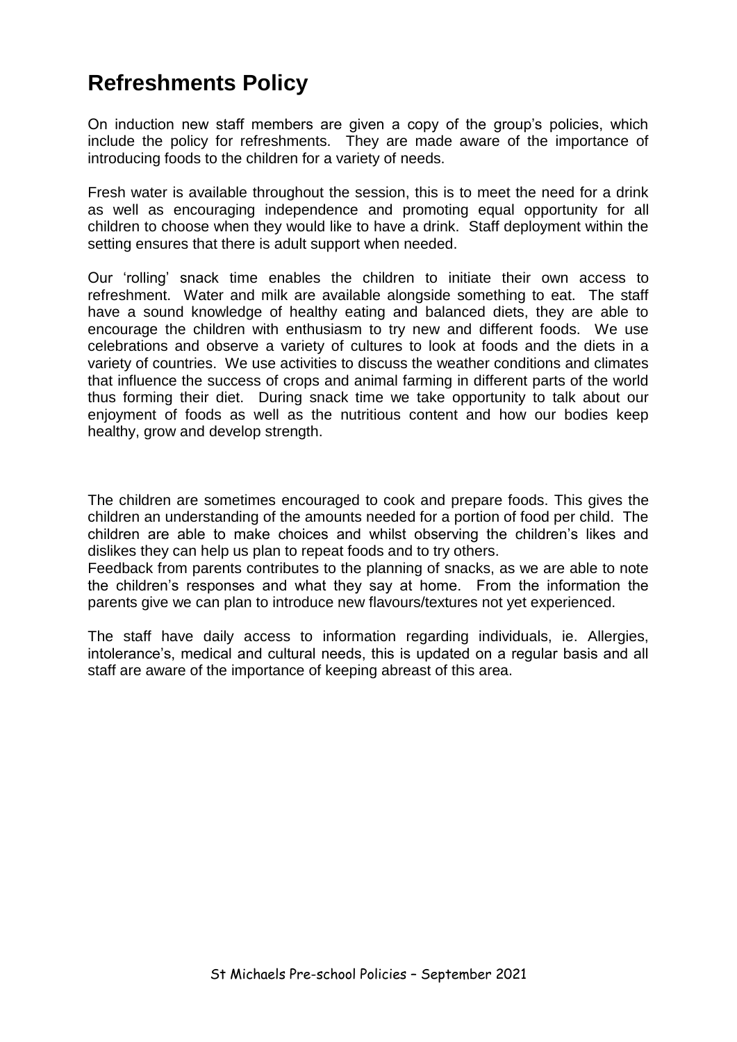# Refreshments Policy

On induction new staff members are given a copy of the group's policies, which include the policy for refreshments. They are made aware of the importance of introducing foods to the children for a variety of needs.

Fresh water is available throughout the session, this is to meet the need for a drink as well as encouraging independence and promoting equal opportunity for all children to choose when they would like to have a drink. Staff deployment within the setting ensures that there is adult support when needed.

Our 'rolling' snack time enables the children to initiate their own access to refreshment. Water and milk are available alongside something to eat. The staff have a sound knowledge of healthy eating and balanced diets, they are able to encourage the children with enthusiasm to try new and different foods. We use celebrations and observe a variety of cultures to look at foods and the diets in a variety of countries. We use activities to discuss the weather conditions and climates that influence the success of crops and animal farming in different parts of the world thus forming their diet. During snack time we take opportunity to talk about our enjoyment of foods as well as the nutritious content and how our bodies keep healthy, grow and develop strength.

The children are sometimes encouraged to cook and prepare foods. This gives the children an understanding of the amounts needed for a portion of food per child. The children are able to make choices and whilst observing the children's likes and dislikes they can help us plan to repeat foods and to try others.
Feedback from parents contributes to the planning of snacks, as we are able to note the children's responses and what they say at home. From the information the parents give we can plan to introduce new flavours/textures not yet experienced.

The staff have daily access to information regarding individuals, ie. Allergies, intolerance's, medical and cultural needs, this is updated on a regular basis and all staff are aware of the importance of keeping abreast of this area.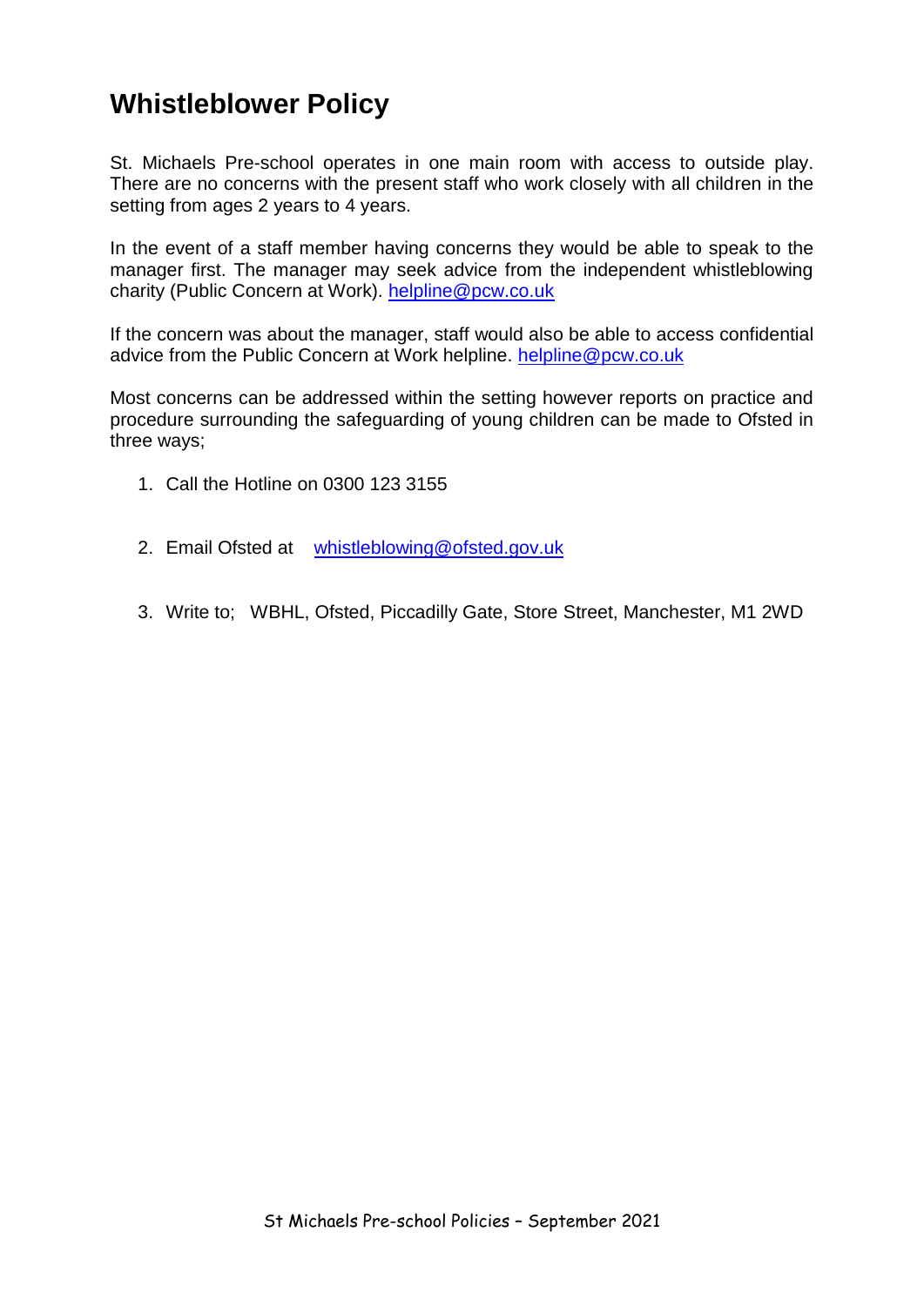# Whistleblower Policy

St. Michaels Pre-school operates in one main room with access to outside play. There are no concerns with the present staff who work closely with all children in the setting from ages 2 years to 4 years.

In the event of a staff member having concerns they would be able to speak to the manager first. The manager may seek advice from the independent whistleblowing charity (Public Concern at Work). helpline@pcw.co.uk

If the concern was about the manager, staff would also be able to access confidential advice from the Public Concern at Work helpline. helpline@pcw.co.uk

Most concerns can be addressed within the setting however reports on practice and procedure surrounding the safeguarding of young children can be made to Ofsted in three ways;

1. Call the Hotline on 0300 123 3155
2. Email Ofsted at whistleblowing@ofsted.gov.uk
3. Write to; WBHL, Ofsted, Piccadilly Gate, Store Street, Manchester, M1 2WD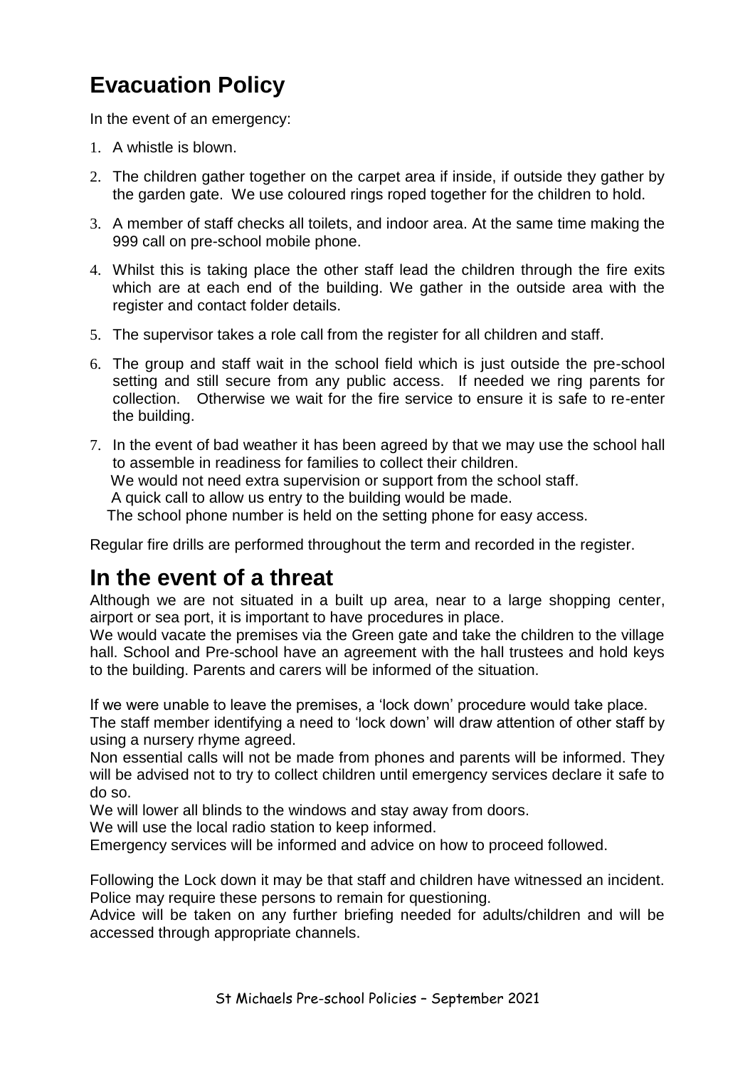# Evacuation Policy

In the event of an emergency:

1. A whistle is blown.
2. The children gather together on the carpet area if inside, if outside they gather by the garden gate. We use coloured rings roped together for the children to hold.
3. A member of staff checks all toilets, and indoor area. At the same time making the 999 call on pre-school mobile phone.
4. Whilst this is taking place the other staff lead the children through the fire exits which are at each end of the building. We gather in the outside area with the register and contact folder details.
5. The supervisor takes a role call from the register for all children and staff.
6. The group and staff wait in the school field which is just outside the pre-school setting and still secure from any public access. If needed we ring parents for collection. Otherwise we wait for the fire service to ensure it is safe to re-enter the building.
7. In the event of bad weather it has been agreed by that we may use the school hall to assemble in readiness for families to collect their children.
   We would not need extra supervision or support from the school staff.
   A quick call to allow us entry to the building would be made.
   The school phone number is held on the setting phone for easy access.

Regular fire drills are performed throughout the term and recorded in the register.

## In the event of a threat

Although we are not situated in a built up area, near to a large shopping center, airport or sea port, it is important to have procedures in place.
We would vacate the premises via the Green gate and take the children to the village hall. School and Pre-school have an agreement with the hall trustees and hold keys to the building. Parents and carers will be informed of the situation.

If we were unable to leave the premises, a 'lock down' procedure would take place.
The staff member identifying a need to 'lock down' will draw attention of other staff by using a nursery rhyme agreed.
Non essential calls will not be made from phones and parents will be informed. They will be advised not to try to collect children until emergency services declare it safe to do so.
We will lower all blinds to the windows and stay away from doors.
We will use the local radio station to keep informed.
Emergency services will be informed and advice on how to proceed followed.

Following the Lock down it may be that staff and children have witnessed an incident. Police may require these persons to remain for questioning.
Advice will be taken on any further briefing needed for adults/children and will be accessed through appropriate channels.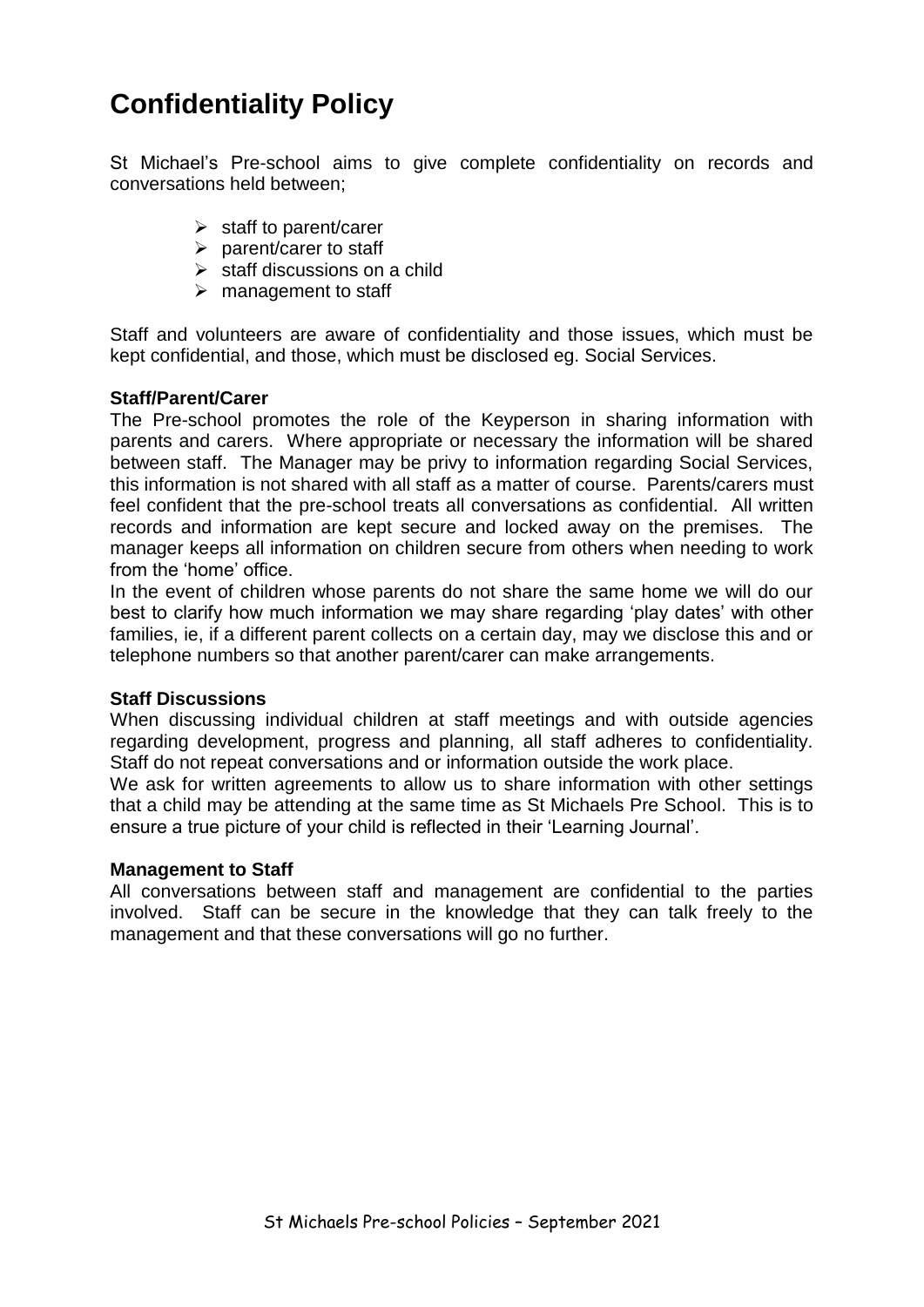# Confidentiality Policy

St Michael's Pre-school aims to give complete confidentiality on records and conversations held between;

- staff to parent/carer
- parent/carer to staff
- staff discussions on a child
- management to staff

Staff and volunteers are aware of confidentiality and those issues, which must be kept confidential, and those, which must be disclosed eg. Social Services.

**Staff/Parent/Carer**
The Pre-school promotes the role of the Keyperson in sharing information with parents and carers. Where appropriate or necessary the information will be shared between staff. The Manager may be privy to information regarding Social Services, this information is not shared with all staff as a matter of course. Parents/carers must feel confident that the pre-school treats all conversations as confidential. All written records and information are kept secure and locked away on the premises. The manager keeps all information on children secure from others when needing to work from the 'home' office.

In the event of children whose parents do not share the same home we will do our best to clarify how much information we may share regarding 'play dates' with other families, ie, if a different parent collects on a certain day, may we disclose this and or telephone numbers so that another parent/carer can make arrangements.

**Staff Discussions**
When discussing individual children at staff meetings and with outside agencies regarding development, progress and planning, all staff adheres to confidentiality. Staff do not repeat conversations and or information outside the work place.

We ask for written agreements to allow us to share information with other settings that a child may be attending at the same time as St Michaels Pre School. This is to ensure a true picture of your child is reflected in their 'Learning Journal'.

**Management to Staff**
All conversations between staff and management are confidential to the parties involved. Staff can be secure in the knowledge that they can talk freely to the management and that these conversations will go no further.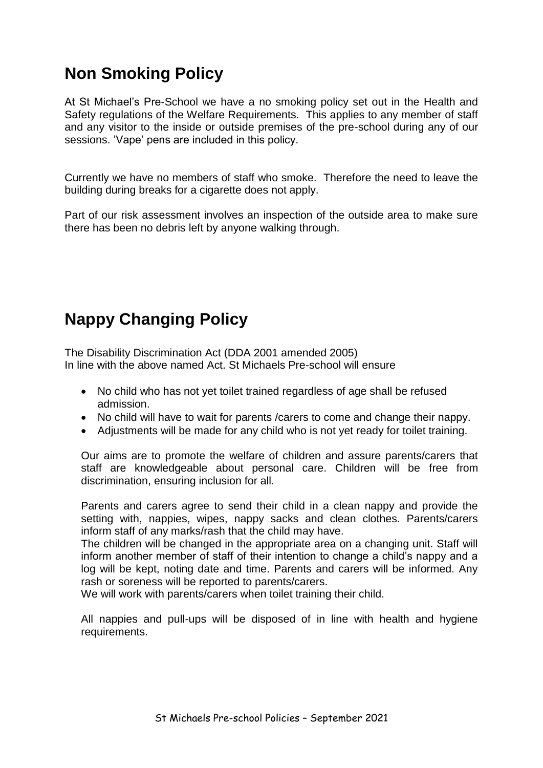# Non Smoking Policy

At St Michael's Pre-School we have a no smoking policy set out in the Health and Safety regulations of the Welfare Requirements. This applies to any member of staff and any visitor to the inside or outside premises of the pre-school during any of our sessions. 'Vape' pens are included in this policy.

Currently we have no members of staff who smoke. Therefore the need to leave the building during breaks for a cigarette does not apply.

Part of our risk assessment involves an inspection of the outside area to make sure there has been no debris left by anyone walking through.

# Nappy Changing Policy

The Disability Discrimination Act (DDA 2001 amended 2005)
In line with the above named Act. St Michaels Pre-school will ensure

- No child who has not yet toilet trained regardless of age shall be refused admission.
- No child will have to wait for parents /carers to come and change their nappy.
- Adjustments will be made for any child who is not yet ready for toilet training.

Our aims are to promote the welfare of children and assure parents/carers that staff are knowledgeable about personal care. Children will be free from discrimination, ensuring inclusion for all.

Parents and carers agree to send their child in a clean nappy and provide the setting with, nappies, wipes, nappy sacks and clean clothes. Parents/carers inform staff of any marks/rash that the child may have.
The children will be changed in the appropriate area on a changing unit. Staff will inform another member of staff of their intention to change a child's nappy and a log will be kept, noting date and time. Parents and carers will be informed. Any rash or soreness will be reported to parents/carers.
We will work with parents/carers when toilet training their child.

All nappies and pull-ups will be disposed of in line with health and hygiene requirements.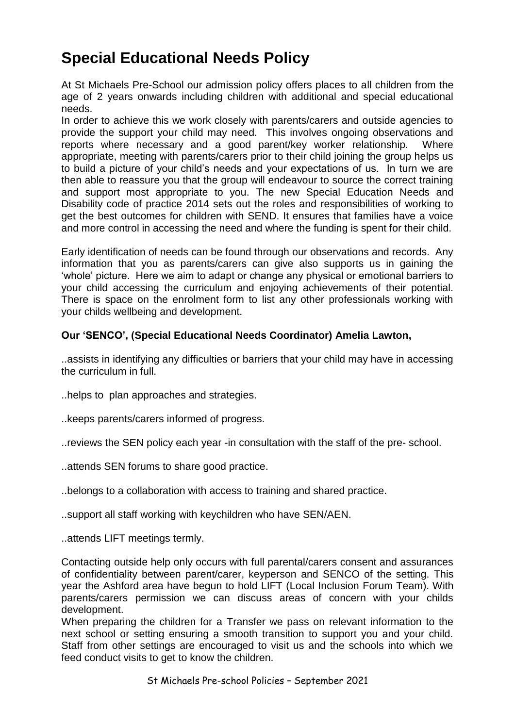# Special Educational Needs Policy

At St Michaels Pre-School our admission policy offers places to all children from the age of 2 years onwards including children with additional and special educational needs.

In order to achieve this we work closely with parents/carers and outside agencies to provide the support your child may need. This involves ongoing observations and reports where necessary and a good parent/key worker relationship. Where appropriate, meeting with parents/carers prior to their child joining the group helps us to build a picture of your child's needs and your expectations of us. In turn we are then able to reassure you that the group will endeavour to source the correct training and support most appropriate to you. The new Special Education Needs and Disability code of practice 2014 sets out the roles and responsibilities of working to get the best outcomes for children with SEND. It ensures that families have a voice and more control in accessing the need and where the funding is spent for their child.

Early identification of needs can be found through our observations and records. Any information that you as parents/carers can give also supports us in gaining the 'whole' picture. Here we aim to adapt or change any physical or emotional barriers to your child accessing the curriculum and enjoying achievements of their potential. There is space on the enrolment form to list any other professionals working with your childs wellbeing and development.

**Our 'SENCO', (Special Educational Needs Coordinator) Amelia Lawton,**

..assists in identifying any difficulties or barriers that your child may have in accessing the curriculum in full.

..helps to plan approaches and strategies.

..keeps parents/carers informed of progress.

..reviews the SEN policy each year -in consultation with the staff of the pre- school.

..attends SEN forums to share good practice.

..belongs to a collaboration with access to training and shared practice.

..support all staff working with keychildren who have SEN/AEN.

..attends LIFT meetings termly.

Contacting outside help only occurs with full parental/carers consent and assurances of confidentiality between parent/carer, keyperson and SENCO of the setting. This year the Ashford area have begun to hold LIFT (Local Inclusion Forum Team). With parents/carers permission we can discuss areas of concern with your childs development.

When preparing the children for a Transfer we pass on relevant information to the next school or setting ensuring a smooth transition to support you and your child. Staff from other settings are encouraged to visit us and the schools into which we feed conduct visits to get to know the children.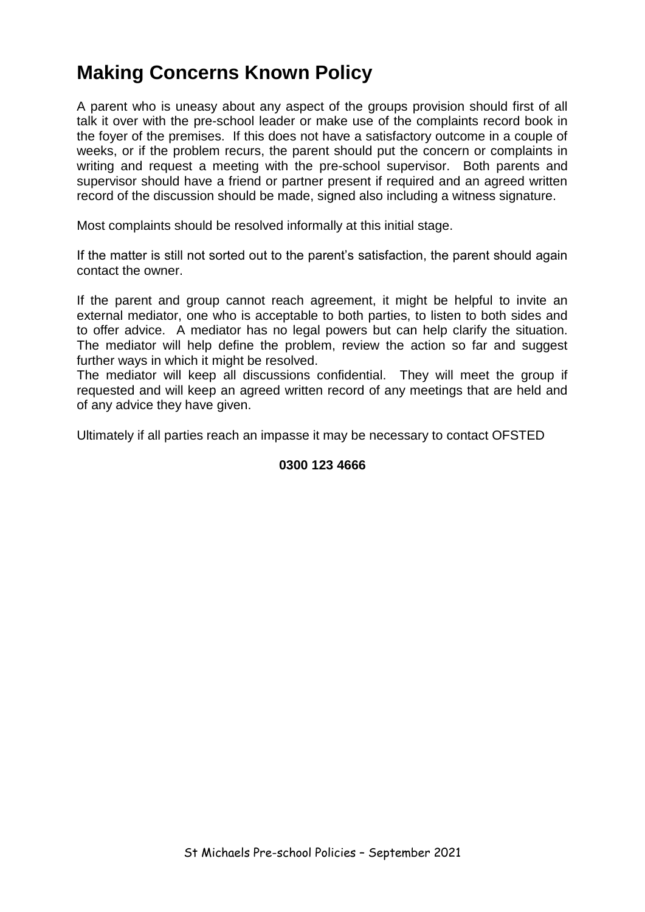# Making Concerns Known Policy

A parent who is uneasy about any aspect of the groups provision should first of all talk it over with the pre-school leader or make use of the complaints record book in the foyer of the premises. If this does not have a satisfactory outcome in a couple of weeks, or if the problem recurs, the parent should put the concern or complaints in writing and request a meeting with the pre-school supervisor. Both parents and supervisor should have a friend or partner present if required and an agreed written record of the discussion should be made, signed also including a witness signature.

Most complaints should be resolved informally at this initial stage.

If the matter is still not sorted out to the parent's satisfaction, the parent should again contact the owner.

If the parent and group cannot reach agreement, it might be helpful to invite an external mediator, one who is acceptable to both parties, to listen to both sides and to offer advice. A mediator has no legal powers but can help clarify the situation. The mediator will help define the problem, review the action so far and suggest further ways in which it might be resolved.
The mediator will keep all discussions confidential. They will meet the group if requested and will keep an agreed written record of any meetings that are held and of any advice they have given.

Ultimately if all parties reach an impasse it may be necessary to contact OFSTED

**0300 123 4666**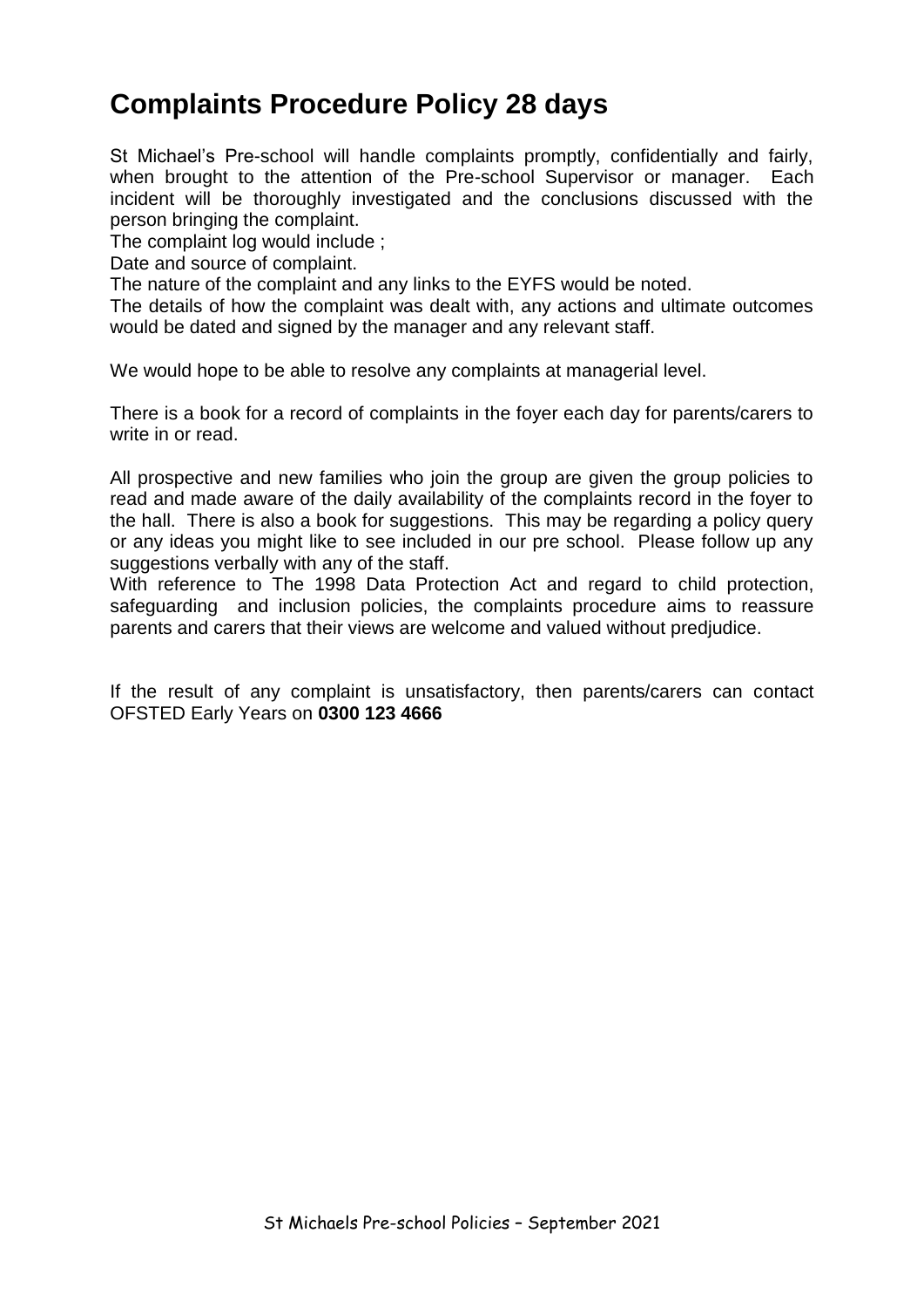# Complaints Procedure Policy 28 days

St Michael's Pre-school will handle complaints promptly, confidentially and fairly, when brought to the attention of the Pre-school Supervisor or manager. Each incident will be thoroughly investigated and the conclusions discussed with the person bringing the complaint.

The complaint log would include ;

Date and source of complaint.

The nature of the complaint and any links to the EYFS would be noted.

The details of how the complaint was dealt with, any actions and ultimate outcomes would be dated and signed by the manager and any relevant staff.

We would hope to be able to resolve any complaints at managerial level.

There is a book for a record of complaints in the foyer each day for parents/carers to write in or read.

All prospective and new families who join the group are given the group policies to read and made aware of the daily availability of the complaints record in the foyer to the hall. There is also a book for suggestions. This may be regarding a policy query or any ideas you might like to see included in our pre school. Please follow up any suggestions verbally with any of the staff.

With reference to The 1998 Data Protection Act and regard to child protection, safeguarding and inclusion policies, the complaints procedure aims to reassure parents and carers that their views are welcome and valued without predjudice.

If the result of any complaint is unsatisfactory, then parents/carers can contact OFSTED Early Years on **0300 123 4666**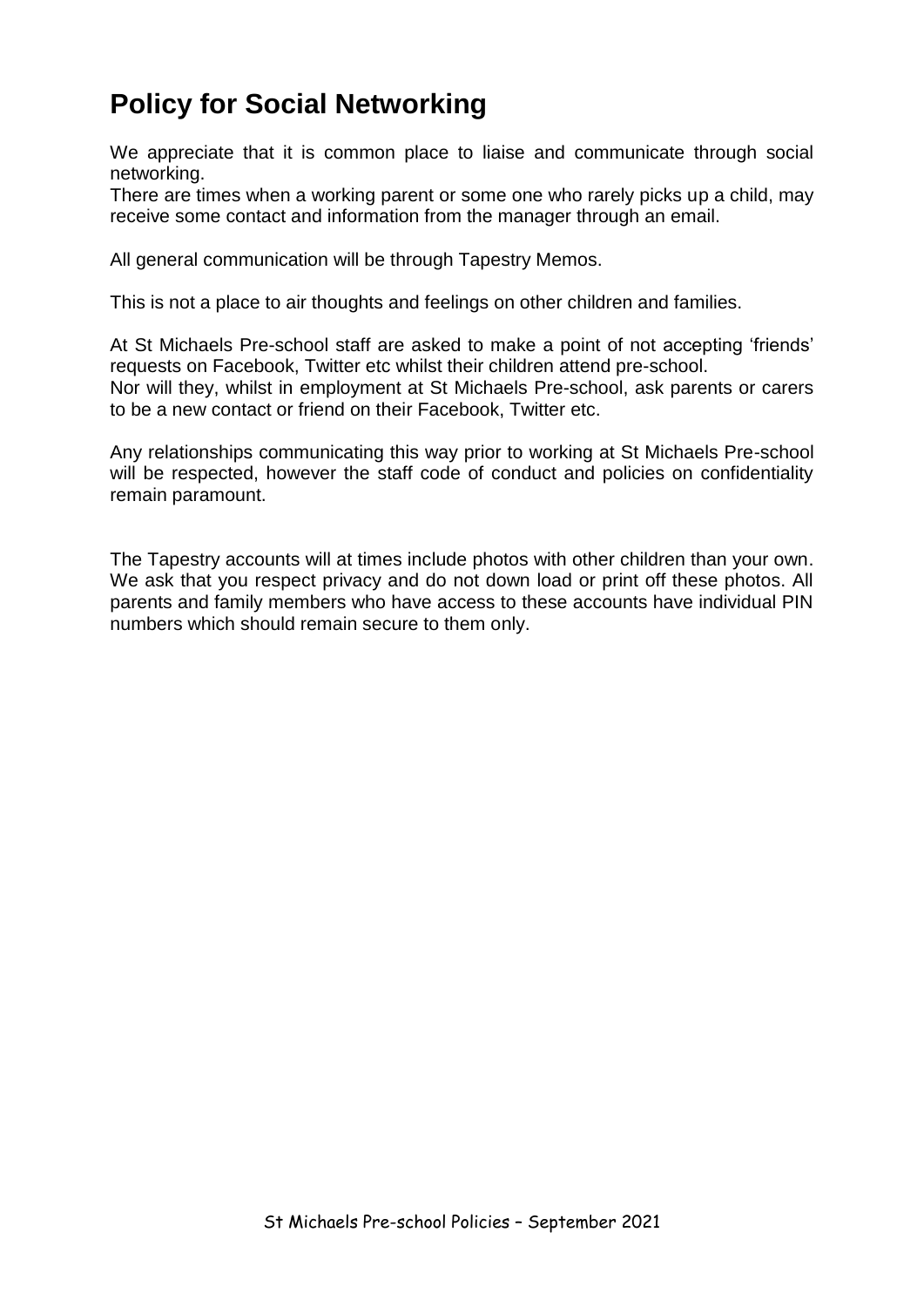# Policy for Social Networking

We appreciate that it is common place to liaise and communicate through social networking.
There are times when a working parent or some one who rarely picks up a child, may receive some contact and information from the manager through an email.

All general communication will be through Tapestry Memos.

This is not a place to air thoughts and feelings on other children and families.

At St Michaels Pre-school staff are asked to make a point of not accepting 'friends' requests on Facebook, Twitter etc whilst their children attend pre-school.
Nor will they, whilst in employment at St Michaels Pre-school, ask parents or carers to be a new contact or friend on their Facebook, Twitter etc.

Any relationships communicating this way prior to working at St Michaels Pre-school will be respected, however the staff code of conduct and policies on confidentiality remain paramount.

The Tapestry accounts will at times include photos with other children than your own. We ask that you respect privacy and do not down load or print off these photos. All parents and family members who have access to these accounts have individual PIN numbers which should remain secure to them only.